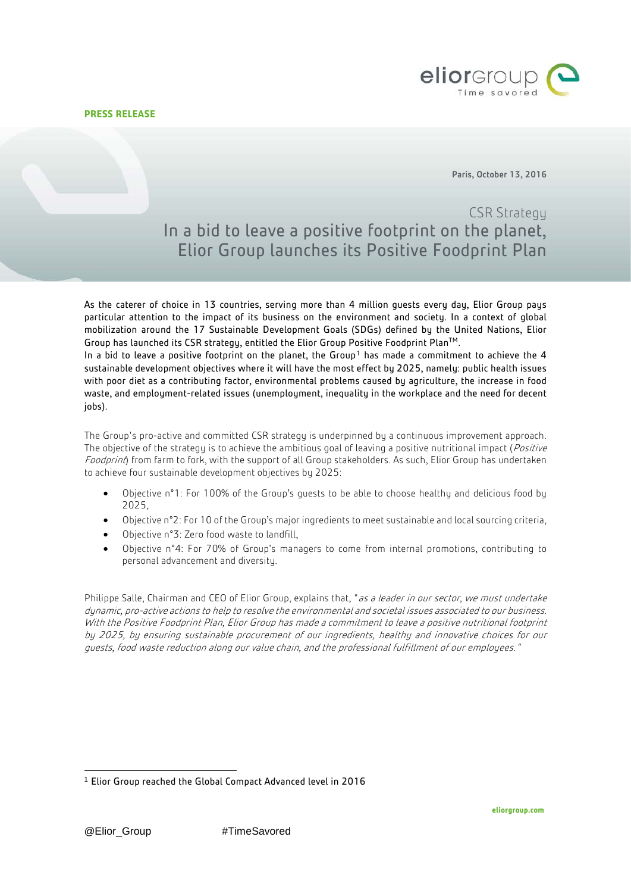**PRESS RELEASE**

Paris, October 13, 2016

## CSR Strategy

# In a bid to leave a positive footprint on the planet, Elior Group launches its Positive Foodprint Plan

As the caterer of choice in 13 countries, serving more than 4 million guests every day, Elior Group pays particular attention to the impact of its business on the environment and society. In a context of global mobilization around the 17 Sustainable Development Goals (SDGs) defined by the United Nations, Elior Group has launched its CSR strategy, entitled the Elior Group Positive Foodprint Plan™.
In a bid to leave a positive footprint on the planet, the Group[1] has made a commitment to achieve the 4 sustainable development objectives where it will have the most effect by 2025, namely: public health issues with poor diet as a contributing factor, environmental problems caused by agriculture, the increase in food waste, and employment-related issues (unemployment, inequality in the workplace and the need for decent jobs).

The Group's pro-active and committed CSR strategy is underpinned by a continuous improvement approach. The objective of the strategy is to achieve the ambitious goal of leaving a positive nutritional impact (*Positive Foodprint*) from farm to fork, with the support of all Group stakeholders. As such, Elior Group has undertaken to achieve four sustainable development objectives by 2025:

- Objective n°1: For 100% of the Group's guests to be able to choose healthy and delicious food by 2025,
- Objective n°2: For 10 of the Group's major ingredients to meet sustainable and local sourcing criteria,
- Objective n°3: Zero food waste to landfill,
- Objective n°4: For 70% of Group's managers to come from internal promotions, contributing to personal advancement and diversity.

Philippe Salle, Chairman and CEO of Elior Group, explains that, "*as a leader in our sector, we must undertake dynamic, pro-active actions to help to resolve the environmental and societal issues associated to our business. With the Positive Foodprint Plan, Elior Group has made a commitment to leave a positive nutritional footprint by 2025, by ensuring sustainable procurement of our ingredients, healthy and innovative choices for our guests, food waste reduction along our value chain, and the professional fulfillment of our employees.*"

[1] Elior Group reached the Global Compact Advanced level in 2016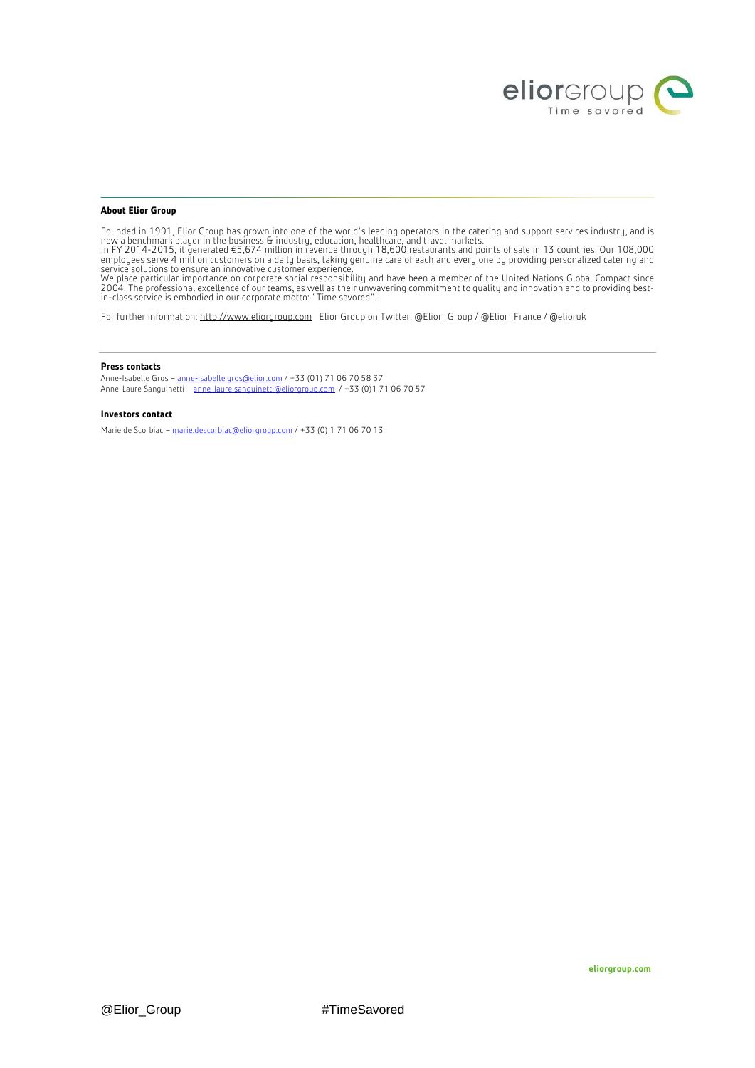**About Elior Group**

Founded in 1991, Elior Group has grown into one of the world's leading operators in the catering and support services industry, and is now a benchmark player in the business & industry, education, healthcare, and travel markets.
In FY 2014-2015, it generated €5,674 million in revenue through 18,600 restaurants and points of sale in 13 countries. Our 108,000 employees serve 4 million customers on a daily basis, taking genuine care of each and every one by providing personalized catering and service solutions to ensure an innovative customer experience.
We place particular importance on corporate social responsibility and have been a member of the United Nations Global Compact since 2004. The professional excellence of our teams, as well as their unwavering commitment to quality and innovation and to providing best-in-class service is embodied in our corporate motto: "Time savored".

For further information: http://www.eliorgroup.com Elior Group on Twitter: @Elior_Group / @Elior_France / @elioruk

**Press contacts**

Anne-Isabelle Gros – anne-isabelle.gros@elior.com / +33 (01) 71 06 70 58 37
Anne-Laure Sanguinetti – anne-laure.sanguinetti@eliorgroup.com / +33 (0)1 71 06 70 57

**Investors contact**

Marie de Scorbiac – marie.descorbiac@eliorgroup.com / +33 (0) 1 71 06 70 13

eliorgroup.com

@Elior_Group #TimeSavored